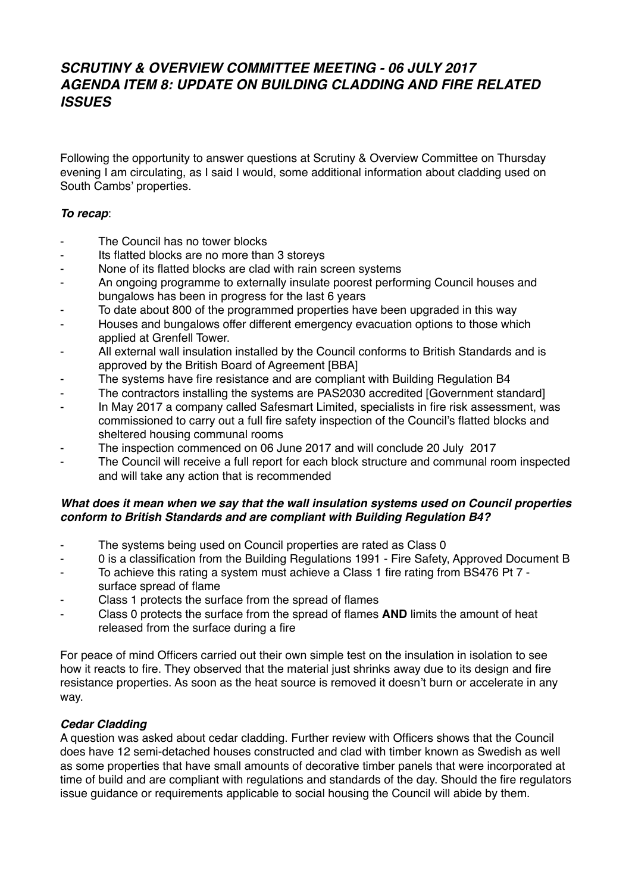# *SCRUTINY & OVERVIEW COMMITTEE MEETING - 06 JULY 2017 AGENDA ITEM 8: UPDATE ON BUILDING CLADDING AND FIRE RELATED ISSUES*

Following the opportunity to answer questions at Scrutiny & Overview Committee on Thursday evening I am circulating, as I said I would, some additional information about cladding used on South Cambs' properties.

***To recap***:

- The Council has no tower blocks
- Its flatted blocks are no more than 3 storeys
- None of its flatted blocks are clad with rain screen systems
- An ongoing programme to externally insulate poorest performing Council houses and bungalows has been in progress for the last 6 years
- To date about 800 of the programmed properties have been upgraded in this way
- Houses and bungalows offer different emergency evacuation options to those which applied at Grenfell Tower.
- All external wall insulation installed by the Council conforms to British Standards and is approved by the British Board of Agreement [BBA]
- The systems have fire resistance and are compliant with Building Regulation B4
- The contractors installing the systems are PAS2030 accredited [Government standard]
- In May 2017 a company called Safesmart Limited, specialists in fire risk assessment, was commissioned to carry out a full fire safety inspection of the Council's flatted blocks and sheltered housing communal rooms
- The inspection commenced on 06 June 2017 and will conclude 20 July 2017
- The Council will receive a full report for each block structure and communal room inspected and will take any action that is recommended

***What does it mean when we say that the wall insulation systems used on Council properties conform to British Standards and are compliant with Building Regulation B4?***

- The systems being used on Council properties are rated as Class 0
- 0 is a classification from the Building Regulations 1991 - Fire Safety, Approved Document B
- To achieve this rating a system must achieve a Class 1 fire rating from BS476 Pt 7 - surface spread of flame
- Class 1 protects the surface from the spread of flames
- Class 0 protects the surface from the spread of flames **AND** limits the amount of heat released from the surface during a fire

For peace of mind Officers carried out their own simple test on the insulation in isolation to see how it reacts to fire. They observed that the material just shrinks away due to its design and fire resistance properties. As soon as the heat source is removed it doesn't burn or accelerate in any way.

***Cedar Cladding***

A question was asked about cedar cladding. Further review with Officers shows that the Council does have 12 semi-detached houses constructed and clad with timber known as Swedish as well as some properties that have small amounts of decorative timber panels that were incorporated at time of build and are compliant with regulations and standards of the day. Should the fire regulators issue guidance or requirements applicable to social housing the Council will abide by them.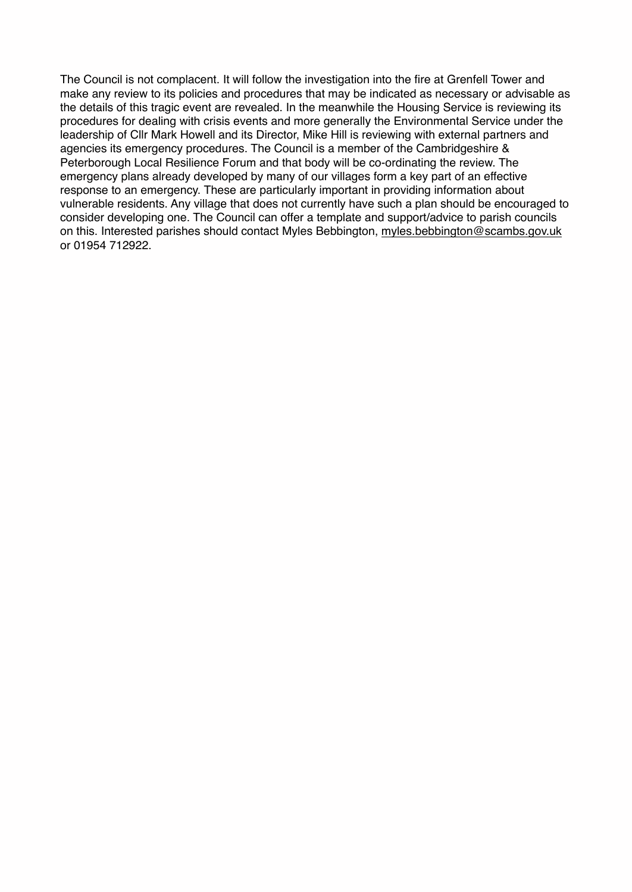The Council is not complacent. It will follow the investigation into the fire at Grenfell Tower and make any review to its policies and procedures that may be indicated as necessary or advisable as the details of this tragic event are revealed. In the meanwhile the Housing Service is reviewing its procedures for dealing with crisis events and more generally the Environmental Service under the leadership of Cllr Mark Howell and its Director, Mike Hill is reviewing with external partners and agencies its emergency procedures. The Council is a member of the Cambridgeshire & Peterborough Local Resilience Forum and that body will be co-ordinating the review. The emergency plans already developed by many of our villages form a key part of an effective response to an emergency. These are particularly important in providing information about vulnerable residents. Any village that does not currently have such a plan should be encouraged to consider developing one. The Council can offer a template and support/advice to parish councils on this. Interested parishes should contact Myles Bebbington, myles.bebbington@scambs.gov.uk or 01954 712922.